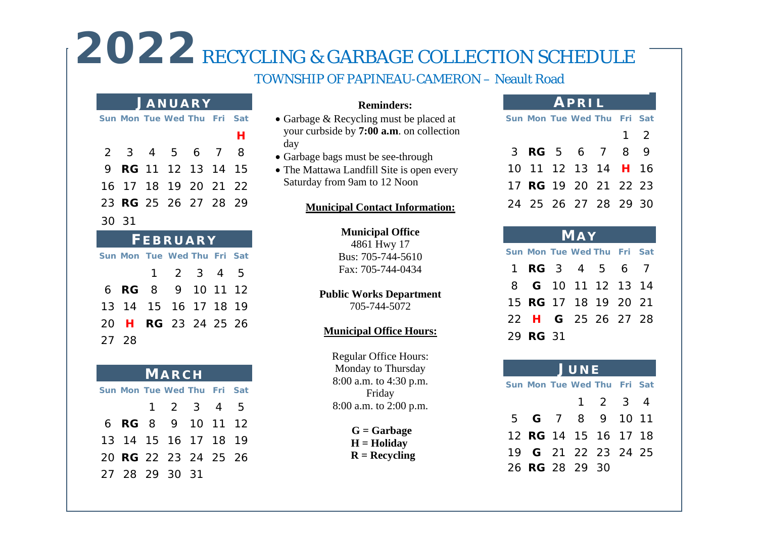# 2022 RECYCLING & GARBAGE COLLECTION SCHEDULE

## TOWNSHIP OF PAPINEAU-CAMERON – Neault Road

### JANUARY

| Sun | Mon | Tue | Wed | Thu | Fri | Sat |
|---|---|---|---|---|---|---|
| | | | | | | H |
| 2 | 3 | 4 | 5 | 6 | 7 | 8 |
| 9 | RG | 11 | 12 | 13 | 14 | 15 |
| 16 | 17 | 18 | 19 | 20 | 21 | 22 |
| 23 | RG | 25 | 26 | 27 | 28 | 29 |
| 30 | 31 | | | | | |

### FEBRUARY

| Sun | Mon | Tue | Wed | Thu | Fri | Sat |
|---|---|---|---|---|---|---|
| | | 1 | 2 | 3 | 4 | 5 |
| 6 | RG | 8 | 9 | 10 | 11 | 12 |
| 13 | 14 | 15 | 16 | 17 | 18 | 19 |
| 20 | H | RG | 23 | 24 | 25 | 26 |
| 27 | 28 | | | | | |

### MARCH

| Sun | Mon | Tue | Wed | Thu | Fri | Sat |
|---|---|---|---|---|---|---|
| | | 1 | 2 | 3 | 4 | 5 |
| 6 | RG | 8 | 9 | 10 | 11 | 12 |
| 13 | 14 | 15 | 16 | 17 | 18 | 19 |
| 20 | RG | 22 | 23 | 24 | 25 | 26 |
| 27 | 28 | 29 | 30 | 31 | | |

**Reminders:**

- Garbage & Recycling must be placed at your curbside by **7:00 a.m**. on collection day
- Garbage bags must be see-through
- The Mattawa Landfill Site is open every Saturday from 9am to 12 Noon

**Municipal Contact Information:**

**Municipal Office**
4861 Hwy 17
Bus: 705-744-5610
Fax: 705-744-0434

**Public Works Department**
705-744-5072

**Municipal Office Hours:**

Regular Office Hours:
Monday to Thursday
8:00 a.m. to 4:30 p.m.
Friday
8:00 a.m. to 2:00 p.m.

**G = Garbage**
**H = Holiday**
**R = Recycling**

### APRIL

| Sun | Mon | Tue | Wed | Thu | Fri | Sat |
|---|---|---|---|---|---|---|
| | | | | | 1 | 2 |
| 3 | RG | 5 | 6 | 7 | 8 | 9 |
| 10 | 11 | 12 | 13 | 14 | H | 16 |
| 17 | RG | 19 | 20 | 21 | 22 | 23 |
| 24 | 25 | 26 | 27 | 28 | 29 | 30 |

### MAY

| Sun | Mon | Tue | Wed | Thu | Fri | Sat |
|---|---|---|---|---|---|---|
| 1 | RG | 3 | 4 | 5 | 6 | 7 |
| 8 | G | 10 | 11 | 12 | 13 | 14 |
| 15 | RG | 17 | 18 | 19 | 20 | 21 |
| 22 | H | G | 25 | 26 | 27 | 28 |
| 29 | RG | 31 | | | | |

### JUNE

| Sun | Mon | Tue | Wed | Thu | Fri | Sat |
|---|---|---|---|---|---|---|
| | | | 1 | 2 | 3 | 4 |
| 5 | G | 7 | 8 | 9 | 10 | 11 |
| 12 | RG | 14 | 15 | 16 | 17 | 18 |
| 19 | G | 21 | 22 | 23 | 24 | 25 |
| 26 | RG | 28 | 29 | 30 | | |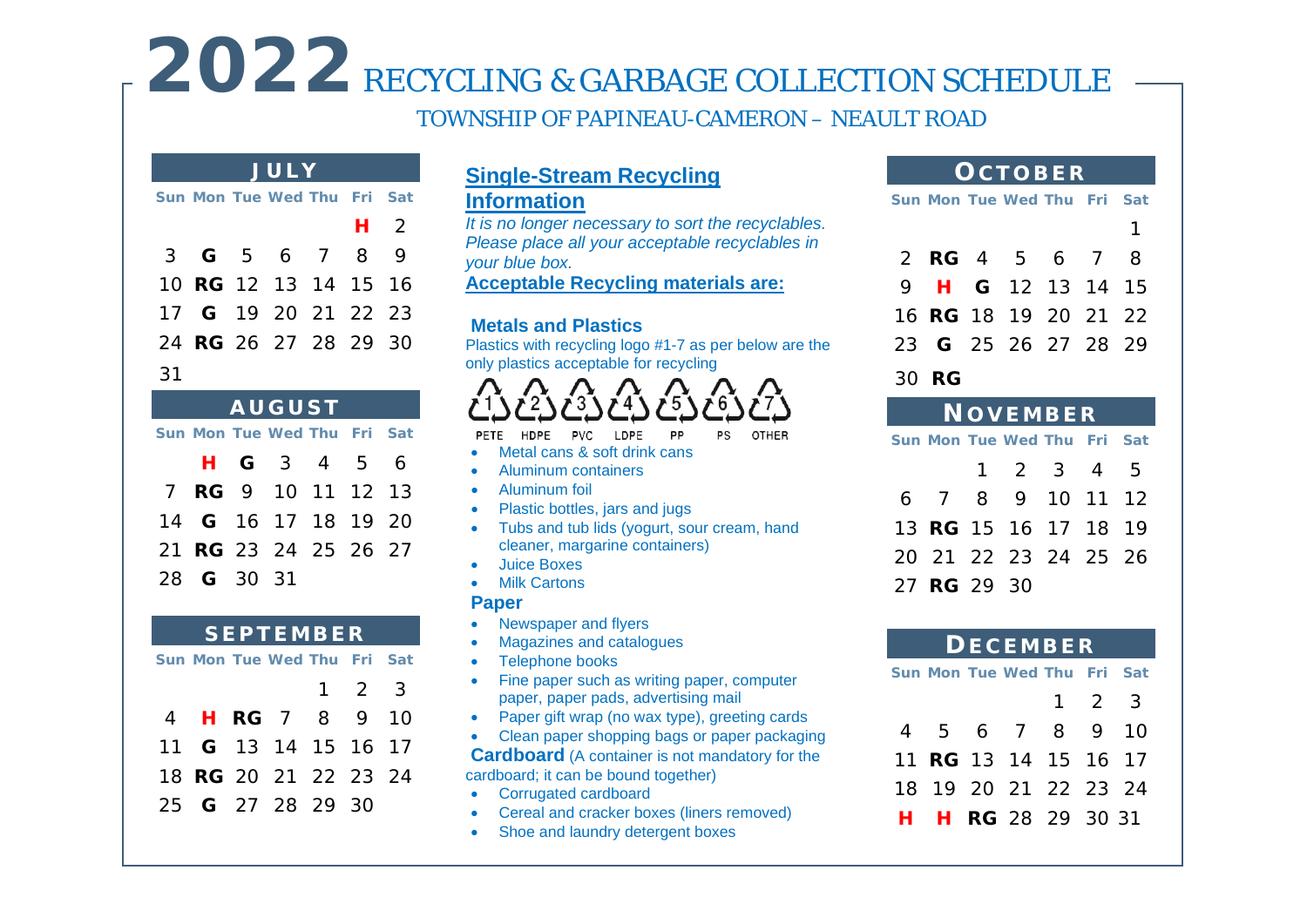# 2022 RECYCLING & GARBAGE COLLECTION SCHEDULE

TOWNSHIP OF PAPINEAU-CAMERON – NEAULT ROAD

## JULY

| Sun | Mon | Tue | Wed | Thu | Fri | Sat |
|---|---|---|---|---|---|---|
| | | | | | **H** | 2 |
| 3 | **G** | 5 | 6 | 7 | 8 | 9 |
| 10 | **RG** | 12 | 13 | 14 | 15 | 16 |
| 17 | **G** | 19 | 20 | 21 | 22 | 23 |
| 24 | **RG** | 26 | 27 | 28 | 29 | 30 |
| 31 | | | | | | |

## AUGUST

| Sun | Mon | Tue | Wed | Thu | Fri | Sat |
|---|---|---|---|---|---|---|
| | **H** | **G** | 3 | 4 | 5 | 6 |
| 7 | **RG** | 9 | 10 | 11 | 12 | 13 |
| 14 | **G** | 16 | 17 | 18 | 19 | 20 |
| 21 | **RG** | 23 | 24 | 25 | 26 | 27 |
| 28 | **G** | 30 | 31 | | | |

## SEPTEMBER

| Sun | Mon | Tue | Wed | Thu | Fri | Sat |
|---|---|---|---|---|---|---|
| | | | | 1 | 2 | 3 |
| 4 | **H** | **RG** | 7 | 8 | 9 | 10 |
| 11 | **G** | 13 | 14 | 15 | 16 | 17 |
| 18 | **RG** | 20 | 21 | 22 | 23 | 24 |
| 25 | **G** | 27 | 28 | 29 | 30 | |

## Single-Stream Recycling Information

*It is no longer necessary to sort the recyclables. Please place all your acceptable recyclables in your blue box.*

**Acceptable Recycling materials are:**

### Metals and Plastics

Plastics with recycling logo #1-7 as per below are the only plastics acceptable for recycling

1 PETE, 2 HDPE, 3 PVC, 4 LDPE, 5 PP, 6 PS, 7 OTHER

- Metal cans & soft drink cans
- Aluminum containers
- Aluminum foil
- Plastic bottles, jars and jugs
- Tubs and tub lids (yogurt, sour cream, hand cleaner, margarine containers)
- Juice Boxes
- Milk Cartons

### Paper

- Newspaper and flyers
- Magazines and catalogues
- Telephone books
- Fine paper such as writing paper, computer paper, paper pads, advertising mail
- Paper gift wrap (no wax type), greeting cards
- Clean paper shopping bags or paper packaging

**Cardboard** (A container is not mandatory for the cardboard; it can be bound together)

- Corrugated cardboard
- Cereal and cracker boxes (liners removed)
- Shoe and laundry detergent boxes

## OCTOBER

| Sun | Mon | Tue | Wed | Thu | Fri | Sat |
|---|---|---|---|---|---|---|
| | | | | | | 1 |
| 2 | **RG** | 4 | 5 | 6 | 7 | 8 |
| 9 | **H** | **G** | 12 | 13 | 14 | 15 |
| 16 | **RG** | 18 | 19 | 20 | 21 | 22 |
| 23 | **G** | 25 | 26 | 27 | 28 | 29 |
| 30 | **RG** | | | | | |

## NOVEMBER

| Sun | Mon | Tue | Wed | Thu | Fri | Sat |
|---|---|---|---|---|---|---|
| | | 1 | 2 | 3 | 4 | 5 |
| 6 | 7 | 8 | 9 | 10 | 11 | 12 |
| 13 | **RG** | 15 | 16 | 17 | 18 | 19 |
| 20 | 21 | 22 | 23 | 24 | 25 | 26 |
| 27 | **RG** | 29 | 30 | | | |

## DECEMBER

| Sun | Mon | Tue | Wed | Thu | Fri | Sat |
|---|---|---|---|---|---|---|
| | | | | 1 | 2 | 3 |
| 4 | 5 | 6 | 7 | 8 | 9 | 10 |
| 11 | **RG** | 13 | 14 | 15 | 16 | 17 |
| 18 | 19 | 20 | 21 | 22 | 23 | 24 |
| **H** | **H** | **RG** | 28 | 29 | 30 | 31 |